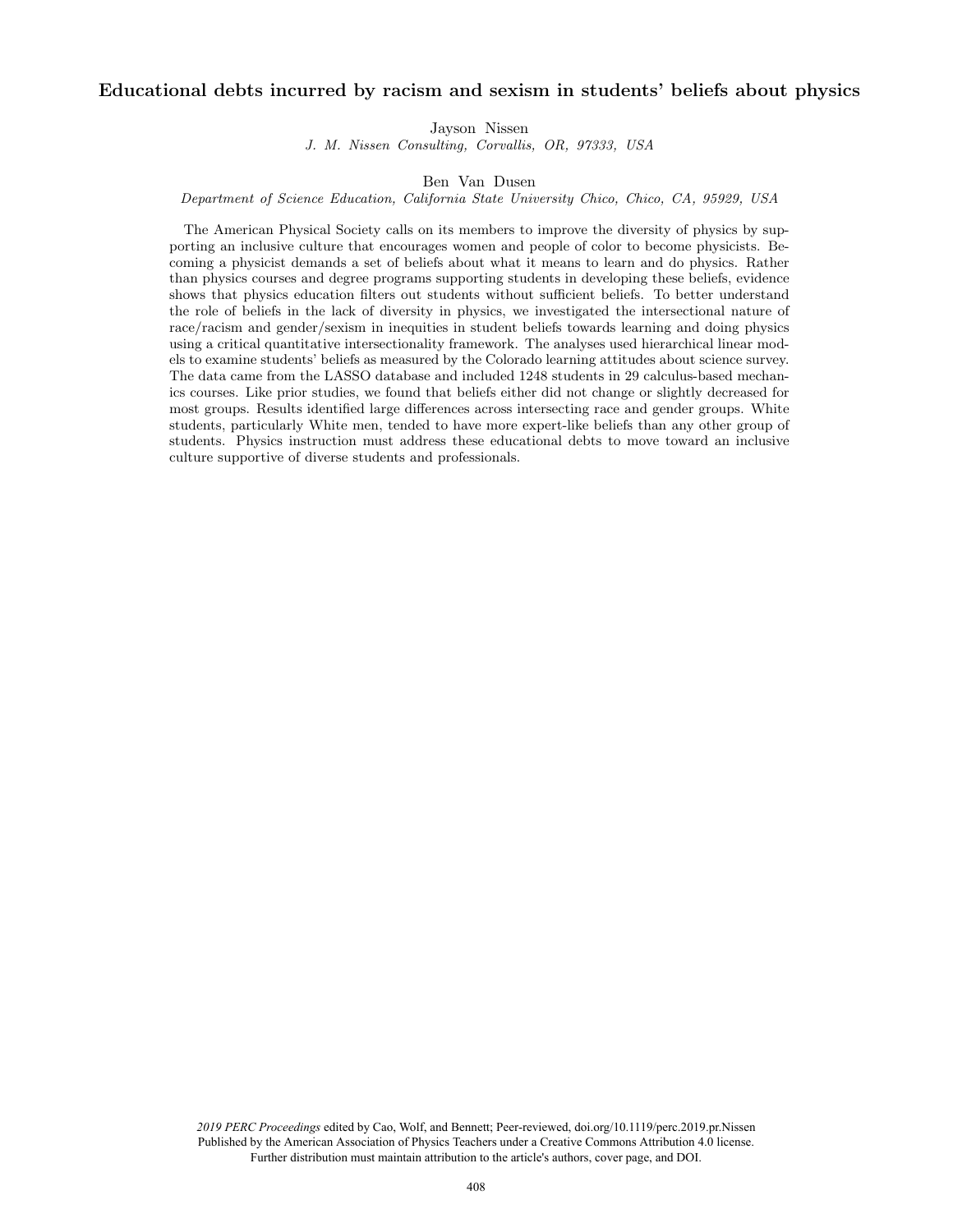# Educational debts incurred by racism and sexism in students' beliefs about physics

Jayson Nissen
*J. M. Nissen Consulting, Corvallis, OR, 97333, USA*

Ben Van Dusen
*Department of Science Education, California State University Chico, Chico, CA, 95929, USA*

The American Physical Society calls on its members to improve the diversity of physics by supporting an inclusive culture that encourages women and people of color to become physicists. Becoming a physicist demands a set of beliefs about what it means to learn and do physics. Rather than physics courses and degree programs supporting students in developing these beliefs, evidence shows that physics education filters out students without sufficient beliefs. To better understand the role of beliefs in the lack of diversity in physics, we investigated the intersectional nature of race/racism and gender/sexism in inequities in student beliefs towards learning and doing physics using a critical quantitative intersectionality framework. The analyses used hierarchical linear models to examine students' beliefs as measured by the Colorado learning attitudes about science survey. The data came from the LASSO database and included 1248 students in 29 calculus-based mechanics courses. Like prior studies, we found that beliefs either did not change or slightly decreased for most groups. Results identified large differences across intersecting race and gender groups. White students, particularly White men, tended to have more expert-like beliefs than any other group of students. Physics instruction must address these educational debts to move toward an inclusive culture supportive of diverse students and professionals.

*2019 PERC Proceedings* edited by Cao, Wolf, and Bennett; Peer-reviewed, doi.org/10.1119/perc.2019.pr.Nissen
Published by the American Association of Physics Teachers under a Creative Commons Attribution 4.0 license.
Further distribution must maintain attribution to the article's authors, cover page, and DOI.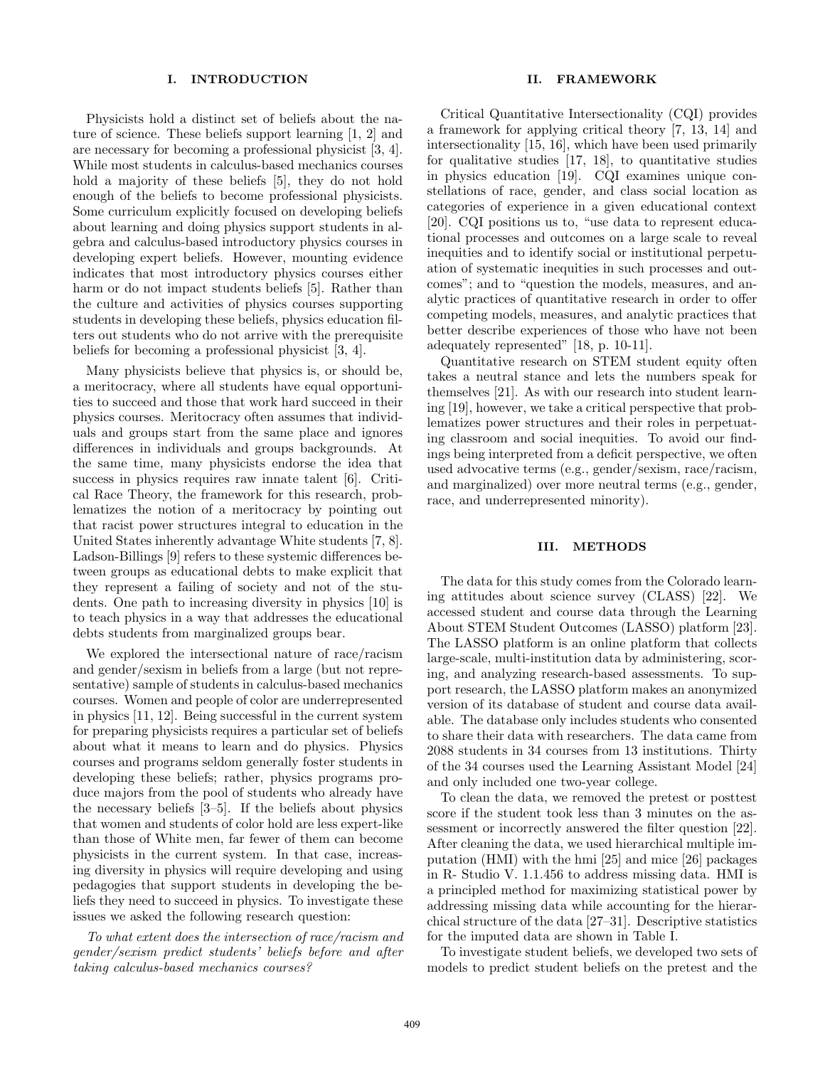## I. INTRODUCTION

Physicists hold a distinct set of beliefs about the nature of science. These beliefs support learning [1, 2] and are necessary for becoming a professional physicist [3, 4]. While most students in calculus-based mechanics courses hold a majority of these beliefs [5], they do not hold enough of the beliefs to become professional physicists. Some curriculum explicitly focused on developing beliefs about learning and doing physics support students in algebra and calculus-based introductory physics courses in developing expert beliefs. However, mounting evidence indicates that most introductory physics courses either harm or do not impact students beliefs [5]. Rather than the culture and activities of physics courses supporting students in developing these beliefs, physics education filters out students who do not arrive with the prerequisite beliefs for becoming a professional physicist [3, 4].

Many physicists believe that physics is, or should be, a meritocracy, where all students have equal opportunities to succeed and those that work hard succeed in their physics courses. Meritocracy often assumes that individuals and groups start from the same place and ignores differences in individuals and groups backgrounds. At the same time, many physicists endorse the idea that success in physics requires raw innate talent [6]. Critical Race Theory, the framework for this research, problematizes the notion of a meritocracy by pointing out that racist power structures integral to education in the United States inherently advantage White students [7, 8]. Ladson-Billings [9] refers to these systemic differences between groups as educational debts to make explicit that they represent a failing of society and not of the students. One path to increasing diversity in physics [10] is to teach physics in a way that addresses the educational debts students from marginalized groups bear.

We explored the intersectional nature of race/racism and gender/sexism in beliefs from a large (but not representative) sample of students in calculus-based mechanics courses. Women and people of color are underrepresented in physics [11, 12]. Being successful in the current system for preparing physicists requires a particular set of beliefs about what it means to learn and do physics. Physics courses and programs seldom generally foster students in developing these beliefs; rather, physics programs produce majors from the pool of students who already have the necessary beliefs [3–5]. If the beliefs about physics that women and students of color hold are less expert-like than those of White men, far fewer of them can become physicists in the current system. In that case, increasing diversity in physics will require developing and using pedagogies that support students in developing the beliefs they need to succeed in physics. To investigate these issues we asked the following research question:

*To what extent does the intersection of race/racism and gender/sexism predict students' beliefs before and after taking calculus-based mechanics courses?*

## II. FRAMEWORK

Critical Quantitative Intersectionality (CQI) provides a framework for applying critical theory [7, 13, 14] and intersectionality [15, 16], which have been used primarily for qualitative studies [17, 18], to quantitative studies in physics education [19]. CQI examines unique constellations of race, gender, and class social location as categories of experience in a given educational context [20]. CQI positions us to, "use data to represent educational processes and outcomes on a large scale to reveal inequities and to identify social or institutional perpetuation of systematic inequities in such processes and outcomes"; and to "question the models, measures, and analytic practices of quantitative research in order to offer competing models, measures, and analytic practices that better describe experiences of those who have not been adequately represented" [18, p. 10-11].

Quantitative research on STEM student equity often takes a neutral stance and lets the numbers speak for themselves [21]. As with our research into student learning [19], however, we take a critical perspective that problematizes power structures and their roles in perpetuating classroom and social inequities. To avoid our findings being interpreted from a deficit perspective, we often used advocative terms (e.g., gender/sexism, race/racism, and marginalized) over more neutral terms (e.g., gender, race, and underrepresented minority).

## III. METHODS

The data for this study comes from the Colorado learning attitudes about science survey (CLASS) [22]. We accessed student and course data through the Learning About STEM Student Outcomes (LASSO) platform [23]. The LASSO platform is an online platform that collects large-scale, multi-institution data by administering, scoring, and analyzing research-based assessments. To support research, the LASSO platform makes an anonymized version of its database of student and course data available. The database only includes students who consented to share their data with researchers. The data came from 2088 students in 34 courses from 13 institutions. Thirty of the 34 courses used the Learning Assistant Model [24] and only included one two-year college.

To clean the data, we removed the pretest or posttest score if the student took less than 3 minutes on the assessment or incorrectly answered the filter question [22]. After cleaning the data, we used hierarchical multiple imputation (HMI) with the hmi [25] and mice [26] packages in R- Studio V. 1.1.456 to address missing data. HMI is a principled method for maximizing statistical power by addressing missing data while accounting for the hierarchical structure of the data [27–31]. Descriptive statistics for the imputed data are shown in Table I.

To investigate student beliefs, we developed two sets of models to predict student beliefs on the pretest and the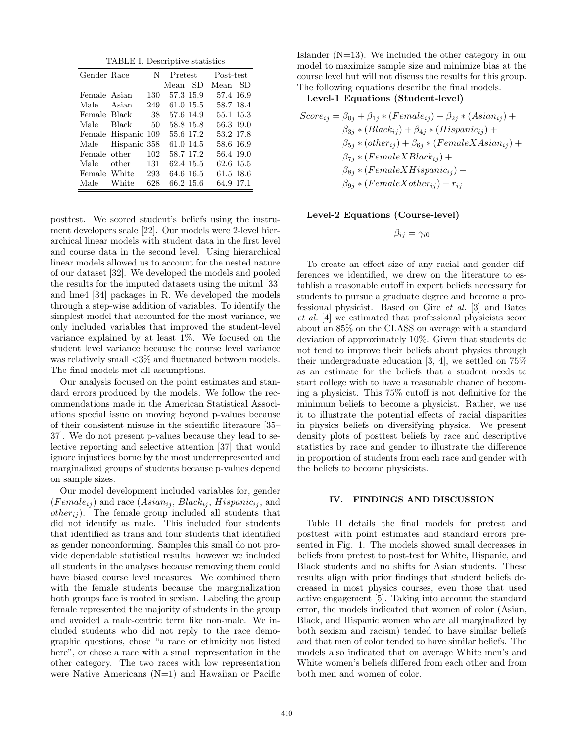TABLE I. Descriptive statistics

| Gender | Race | N | Pretest | | Post-test | |
|---|---|---|---|---|---|---|
| | | | Mean | SD | Mean | SD |
| Female | Asian | 130 | 57.3 | 15.9 | 57.4 | 16.9 |
| Male | Asian | 249 | 61.0 | 15.5 | 58.7 | 18.4 |
| Female | Black | 38 | 57.6 | 14.9 | 55.1 | 15.3 |
| Male | Black | 50 | 58.8 | 15.8 | 56.3 | 19.0 |
| Female | Hispanic | 109 | 55.6 | 17.2 | 53.2 | 17.8 |
| Male | Hispanic | 358 | 61.0 | 14.5 | 58.6 | 16.9 |
| Female | other | 102 | 58.7 | 17.2 | 56.4 | 19.0 |
| Male | other | 131 | 62.4 | 15.5 | 62.6 | 15.5 |
| Female | White | 293 | 64.6 | 16.5 | 61.5 | 18.6 |
| Male | White | 628 | 66.2 | 15.6 | 64.9 | 17.1 |

posttest. We scored student's beliefs using the instrument developers scale [22]. Our models were 2-level hierarchical linear models with student data in the first level and course data in the second level. Using hierarchical linear models allowed us to account for the nested nature of our dataset [32]. We developed the models and pooled the results for the imputed datasets using the mitml [33] and lme4 [34] packages in R. We developed the models through a step-wise addition of variables. To identify the simplest model that accounted for the most variance, we only included variables that improved the student-level variance explained by at least 1%. We focused on the student level variance because the course level variance was relatively small <3% and fluctuated between models. The final models met all assumptions.

Our analysis focused on the point estimates and standard errors produced by the models. We follow the recommendations made in the American Statistical Associations special issue on moving beyond p-values because of their consistent misuse in the scientific literature [35–37]. We do not present p-values because they lead to selective reporting and selective attention [37] that would ignore injustices borne by the most underrepresented and marginalized groups of students because p-values depend on sample sizes.

Our model development included variables for, gender ($Female_{ij}$) and race ($Asian_{ij}$, $Black_{ij}$, $Hispanic_{ij}$, and $other_{ij}$). The female group included all students that did not identify as male. This included four students that identified as trans and four students that identified as gender nonconforming. Samples this small do not provide dependable statistical results, however we included all students in the analyses because removing them could have biased course level measures. We combined them with the female students because the marginalization both groups face is rooted in sexism. Labeling the group female represented the majority of students in the group and avoided a male-centric term like non-male. We included students who did not reply to the race demographic questions, chose "a race or ethnicity not listed here", or chose a race with a small representation in the other category. The two races with low representation were Native Americans (N=1) and Hawaiian or Pacific Islander (N=13). We included the other category in our model to maximize sample size and minimize bias at the course level but will not discuss the results for this group. The following equations describe the final models.

**Level-1 Equations (Student-level)**

$$
\begin{aligned}
Score_{ij} = \; & \beta_{0j} + \beta_{1j} * (Female_{ij}) + \beta_{2j} * (Asian_{ij}) + \\
& \beta_{3j} * (Black_{ij}) + \beta_{4j} * (Hispanic_{ij}) + \\
& \beta_{5j} * (other_{ij}) + \beta_{6j} * (FemaleXAsian_{ij}) + \\
& \beta_{7j} * (FemaleXBlack_{ij}) + \\
& \beta_{8j} * (FemaleXHispanic_{ij}) + \\
& \beta_{9j} * (FemaleXother_{ij}) + r_{ij}
\end{aligned}
$$

**Level-2 Equations (Course-level)**

$$
\beta_{ij} = \gamma_{i0}
$$

To create an effect size of any racial and gender differences we identified, we drew on the literature to establish a reasonable cutoff in expert beliefs necessary for students to pursue a graduate degree and become a professional physicist. Based on Gire *et al.* [3] and Bates *et al.* [4] we estimated that professional physicists score about an 85% on the CLASS on average with a standard deviation of approximately 10%. Given that students do not tend to improve their beliefs about physics through their undergraduate education [3, 4], we settled on 75% as an estimate for the beliefs that a student needs to start college with to have a reasonable chance of becoming a physicist. This 75% cutoff is not definitive for the minimum beliefs to become a physicist. Rather, we use it to illustrate the potential effects of racial disparities in physics beliefs on diversifying physics. We present density plots of posttest beliefs by race and descriptive statistics by race and gender to illustrate the difference in proportion of students from each race and gender with the beliefs to become physicists.

## IV. FINDINGS AND DISCUSSION

Table II details the final models for pretest and posttest with point estimates and standard errors presented in Fig. 1. The models showed small decreases in beliefs from pretest to post-test for White, Hispanic, and Black students and no shifts for Asian students. These results align with prior findings that student beliefs decreased in most physics courses, even those that used active engagement [5]. Taking into account the standard error, the models indicated that women of color (Asian, Black, and Hispanic women who are all marginalized by both sexism and racism) tended to have similar beliefs and that men of color tended to have similar beliefs. The models also indicated that on average White men's and White women's beliefs differed from each other and from both men and women of color.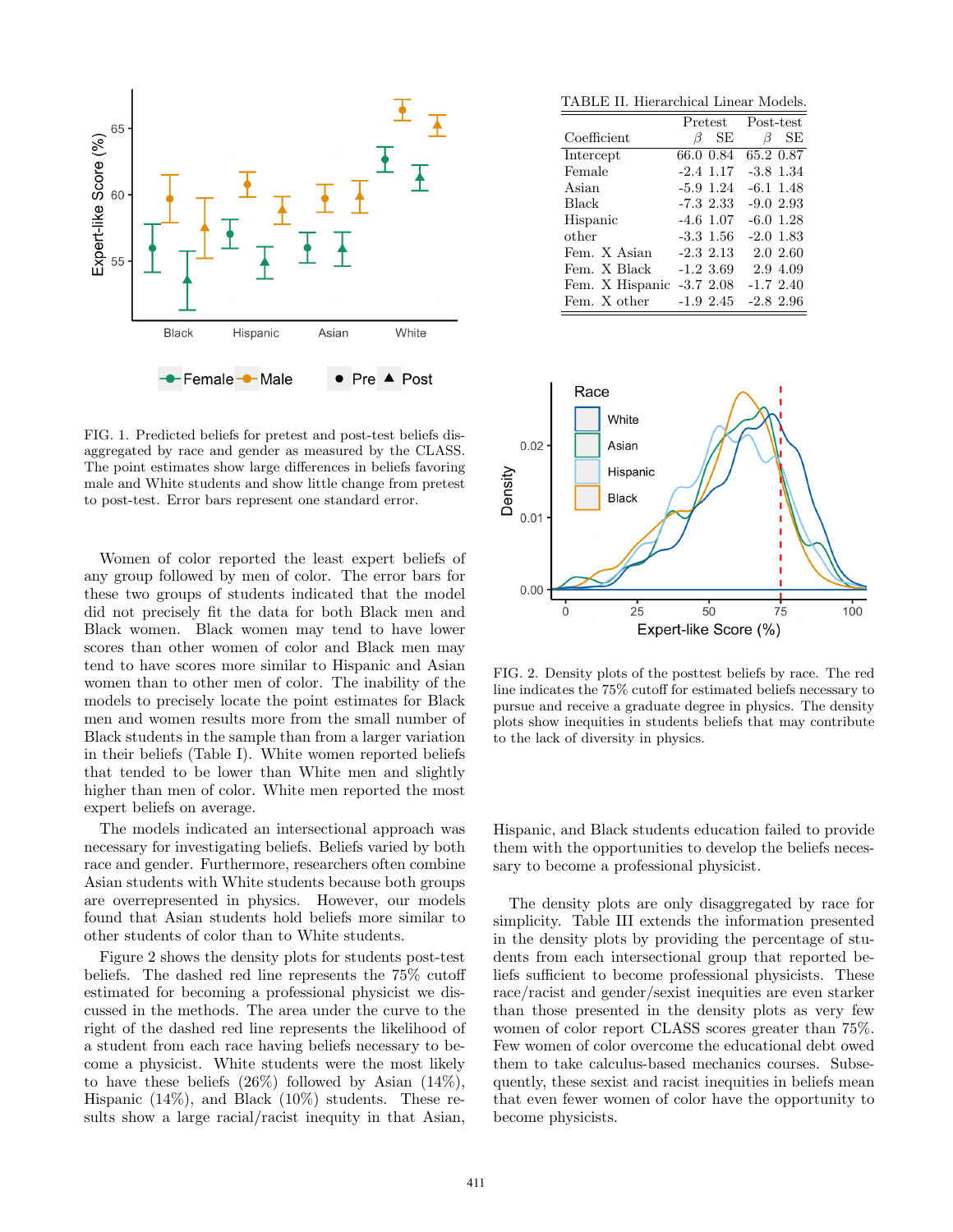FIG. 1. Predicted beliefs for pretest and post-test beliefs disaggregated by race and gender as measured by the CLASS. The point estimates show large differences in beliefs favoring male and White students and show little change from pretest to post-test. Error bars represent one standard error.

TABLE II. Hierarchical Linear Models.

| Coefficient | Pretest $\beta$ | SE | Post-test $\beta$ | SE |
|---|---|---|---|---|
| Intercept | 66.0 | 0.84 | 65.2 | 0.87 |
| Female | -2.4 | 1.17 | -3.8 | 1.34 |
| Asian | -5.9 | 1.24 | -6.1 | 1.48 |
| Black | -7.3 | 2.33 | -9.0 | 2.93 |
| Hispanic | -4.6 | 1.07 | -6.0 | 1.28 |
| other | -3.3 | 1.56 | -2.0 | 1.83 |
| Fem. X Asian | -2.3 | 2.13 | 2.0 | 2.60 |
| Fem. X Black | -1.2 | 3.69 | 2.9 | 4.09 |
| Fem. X Hispanic | -3.7 | 2.08 | -1.7 | 2.40 |
| Fem. X other | -1.9 | 2.45 | -2.8 | 2.96 |

FIG. 2. Density plots of the posttest beliefs by race. The red line indicates the 75% cutoff for estimated beliefs necessary to pursue and receive a graduate degree in physics. The density plots show inequities in students beliefs that may contribute to the lack of diversity in physics.

Women of color reported the least expert beliefs of any group followed by men of color. The error bars for these two groups of students indicated that the model did not precisely fit the data for both Black men and Black women. Black women may tend to have lower scores than other women of color and Black men may tend to have scores more similar to Hispanic and Asian women than to other men of color. The inability of the models to precisely locate the point estimates for Black men and women results more from the small number of Black students in the sample than from a larger variation in their beliefs (Table I). White women reported beliefs that tended to be lower than White men and slightly higher than men of color. White men reported the most expert beliefs on average.

The models indicated an intersectional approach was necessary for investigating beliefs. Beliefs varied by both race and gender. Furthermore, researchers often combine Asian students with White students because both groups are overrepresented in physics. However, our models found that Asian students hold beliefs more similar to other students of color than to White students.

Figure 2 shows the density plots for students post-test beliefs. The dashed red line represents the 75% cutoff estimated for becoming a professional physicist we discussed in the methods. The area under the curve to the right of the dashed red line represents the likelihood of a student from each race having beliefs necessary to become a physicist. White students were the most likely to have these beliefs (26%) followed by Asian (14%), Hispanic (14%), and Black (10%) students. These results show a large racial/racist inequity in that Asian, Hispanic, and Black students education failed to provide them with the opportunities to develop the beliefs necessary to become a professional physicist.

The density plots are only disaggregated by race for simplicity. Table III extends the information presented in the density plots by providing the percentage of students from each intersectional group that reported beliefs sufficient to become professional physicists. These race/racist and gender/sexist inequities are even starker than those presented in the density plots as very few women of color report CLASS scores greater than 75%. Few women of color overcome the educational debt owed them to take calculus-based mechanics courses. Subsequently, these sexist and racist inequities in beliefs mean that even fewer women of color have the opportunity to become physicists.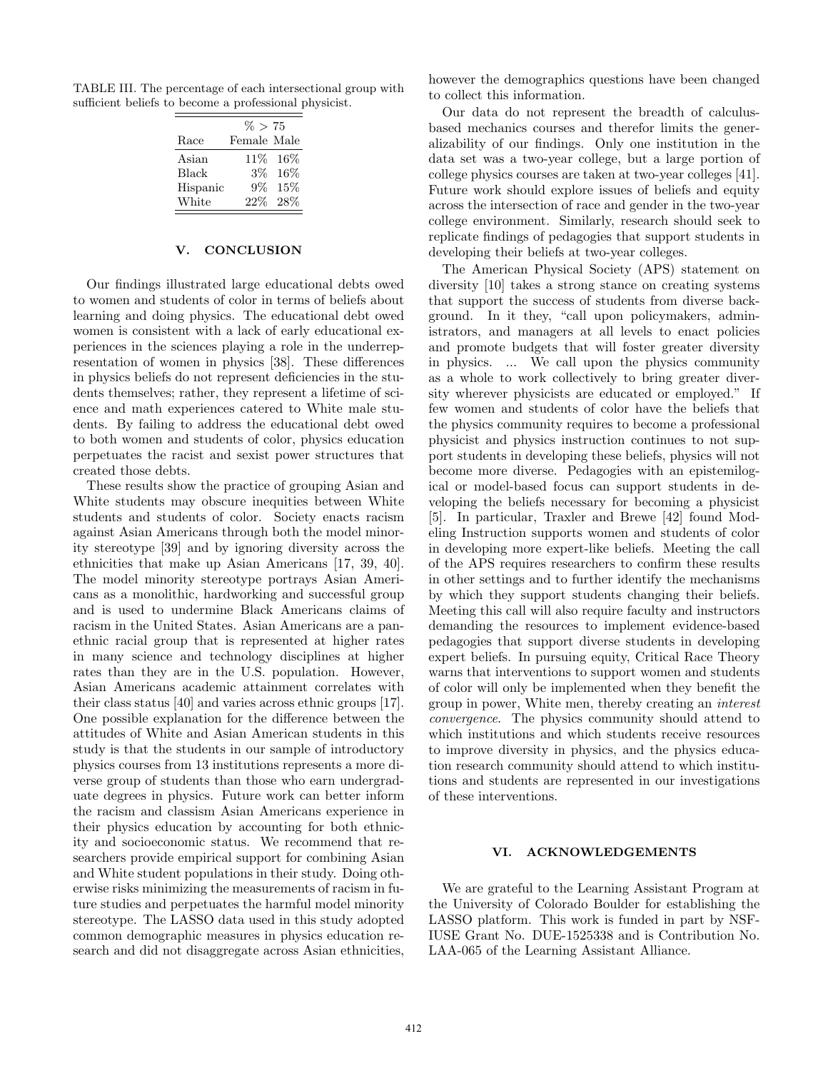TABLE III. The percentage of each intersectional group with sufficient beliefs to become a professional physicist.

| | % > 75 | |
|---|---|---|
| Race | Female | Male |
| Asian | 11% | 16% |
| Black | 3% | 16% |
| Hispanic | 9% | 15% |
| White | 22% | 28% |

## V. CONCLUSION

Our findings illustrated large educational debts owed to women and students of color in terms of beliefs about learning and doing physics. The educational debt owed women is consistent with a lack of early educational experiences in the sciences playing a role in the underrepresentation of women in physics [38]. These differences in physics beliefs do not represent deficiencies in the students themselves; rather, they represent a lifetime of science and math experiences catered to White male students. By failing to address the educational debt owed to both women and students of color, physics education perpetuates the racist and sexist power structures that created those debts.

These results show the practice of grouping Asian and White students may obscure inequities between White students and students of color. Society enacts racism against Asian Americans through both the model minority stereotype [39] and by ignoring diversity across the ethnicities that make up Asian Americans [17, 39, 40]. The model minority stereotype portrays Asian Americans as a monolithic, hardworking and successful group and is used to undermine Black Americans claims of racism in the United States. Asian Americans are a panethnic racial group that is represented at higher rates in many science and technology disciplines at higher rates than they are in the U.S. population. However, Asian Americans academic attainment correlates with their class status [40] and varies across ethnic groups [17]. One possible explanation for the difference between the attitudes of White and Asian American students in this study is that the students in our sample of introductory physics courses from 13 institutions represents a more diverse group of students than those who earn undergraduate degrees in physics. Future work can better inform the racism and classism Asian Americans experience in their physics education by accounting for both ethnicity and socioeconomic status. We recommend that researchers provide empirical support for combining Asian and White student populations in their study. Doing otherwise risks minimizing the measurements of racism in future studies and perpetuates the harmful model minority stereotype. The LASSO data used in this study adopted common demographic measures in physics education research and did not disaggregate across Asian ethnicities, however the demographics questions have been changed to collect this information.

Our data do not represent the breadth of calculus-based mechanics courses and therefor limits the generalizability of our findings. Only one institution in the data set was a two-year college, but a large portion of college physics courses are taken at two-year colleges [41]. Future work should explore issues of beliefs and equity across the intersection of race and gender in the two-year college environment. Similarly, research should seek to replicate findings of pedagogies that support students in developing their beliefs at two-year colleges.

The American Physical Society (APS) statement on diversity [10] takes a strong stance on creating systems that support the success of students from diverse background. In it they, "call upon policymakers, administrators, and managers at all levels to enact policies and promote budgets that will foster greater diversity in physics. ... We call upon the physics community as a whole to work collectively to bring greater diversity wherever physicists are educated or employed." If few women and students of color have the beliefs that the physics community requires to become a professional physicist and physics instruction continues to not support students in developing these beliefs, physics will not become more diverse. Pedagogies with an epistemilogical or model-based focus can support students in developing the beliefs necessary for becoming a physicist [5]. In particular, Traxler and Brewe [42] found Modeling Instruction supports women and students of color in developing more expert-like beliefs. Meeting the call of the APS requires researchers to confirm these results in other settings and to further identify the mechanisms by which they support students changing their beliefs. Meeting this call will also require faculty and instructors demanding the resources to implement evidence-based pedagogies that support diverse students in developing expert beliefs. In pursuing equity, Critical Race Theory warns that interventions to support women and students of color will only be implemented when they benefit the group in power, White men, thereby creating an *interest convergence*. The physics community should attend to which institutions and which students receive resources to improve diversity in physics, and the physics education research community should attend to which institutions and students are represented in our investigations of these interventions.

## VI. ACKNOWLEDGEMENTS

We are grateful to the Learning Assistant Program at the University of Colorado Boulder for establishing the LASSO platform. This work is funded in part by NSF-IUSE Grant No. DUE-1525338 and is Contribution No. LAA-065 of the Learning Assistant Alliance.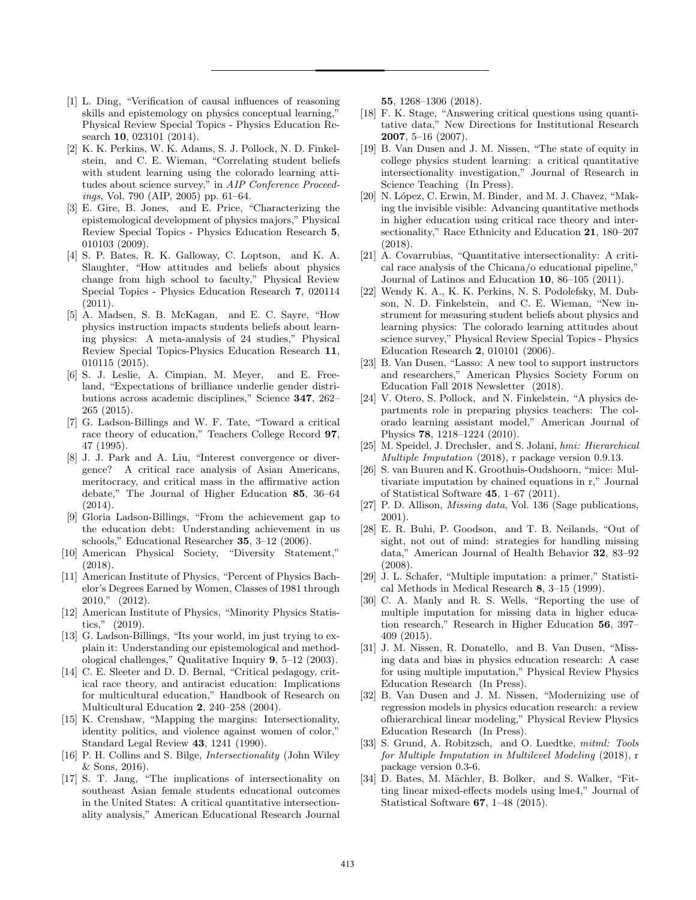[1] L. Ding, "Verification of causal influences of reasoning skills and epistemology on physics conceptual learning," Physical Review Special Topics - Physics Education Research **10**, 023101 (2014).

[2] K. K. Perkins, W. K. Adams, S. J. Pollock, N. D. Finkelstein, and C. E. Wieman, "Correlating student beliefs with student learning using the colorado learning attitudes about science survey," in *AIP Conference Proceedings*, Vol. 790 (AIP, 2005) pp. 61–64.

[3] E. Gire, B. Jones, and E. Price, "Characterizing the epistemological development of physics majors," Physical Review Special Topics - Physics Education Research **5**, 010103 (2009).

[4] S. P. Bates, R. K. Galloway, C. Loptson, and K. A. Slaughter, "How attitudes and beliefs about physics change from high school to faculty," Physical Review Special Topics - Physics Education Research **7**, 020114 (2011).

[5] A. Madsen, S. B. McKagan, and E. C. Sayre, "How physics instruction impacts students beliefs about learning physics: A meta-analysis of 24 studies," Physical Review Special Topics-Physics Education Research **11**, 010115 (2015).

[6] S. J. Leslie, A. Cimpian, M. Meyer, and E. Freeland, "Expectations of brilliance underlie gender distributions across academic disciplines," Science **347**, 262–265 (2015).

[7] G. Ladson-Billings and W. F. Tate, "Toward a critical race theory of education," Teachers College Record **97**, 47 (1995).

[8] J. J. Park and A. Liu, "Interest convergence or divergence? A critical race analysis of Asian Americans, meritocracy, and critical mass in the affirmative action debate," The Journal of Higher Education **85**, 36–64 (2014).

[9] Gloria Ladson-Billings, "From the achievement gap to the education debt: Understanding achievement in us schools," Educational Researcher **35**, 3–12 (2006).

[10] American Physical Society, "Diversity Statement," (2018).

[11] American Institute of Physics, "Percent of Physics Bachelor's Degrees Earned by Women, Classes of 1981 through 2010," (2012).

[12] American Institute of Physics, "Minority Physics Statistics," (2019).

[13] G. Ladson-Billings, "Its your world, im just trying to explain it: Understanding our epistemological and methodological challenges," Qualitative Inquiry **9**, 5–12 (2003).

[14] C. E. Sleeter and D. D. Bernal, "Critical pedagogy, critical race theory, and antiracist education: Implications for multicultural education," Handbook of Research on Multicultural Education **2**, 240–258 (2004).

[15] K. Crenshaw, "Mapping the margins: Intersectionality, identity politics, and violence against women of color," Standard Legal Review **43**, 1241 (1990).

[16] P. H. Collins and S. Bilge, *Intersectionality* (John Wiley & Sons, 2016).

[17] S. T. Jang, "The implications of intersectionality on southeast Asian female students educational outcomes in the United States: A critical quantitative intersectionality analysis," American Educational Research Journal **55**, 1268–1306 (2018).

[18] F. K. Stage, "Answering critical questions using quantitative data," New Directions for Institutional Research **2007**, 5–16 (2007).

[19] B. Van Dusen and J. M. Nissen, "The state of equity in college physics student learning: a critical quantitative intersectionality investigation," Journal of Research in Science Teaching (In Press).

[20] N. López, C. Erwin, M. Binder, and M. J. Chavez, "Making the invisible visible: Advancing quantitative methods in higher education using critical race theory and intersectionality," Race Ethnicity and Education **21**, 180–207 (2018).

[21] A. Covarrubias, "Quantitative intersectionality: A critical race analysis of the Chicana/o educational pipeline," Journal of Latinos and Education **10**, 86–105 (2011).

[22] Wendy K. A., K. K. Perkins, N. S. Podolefsky, M. Dubson, N. D. Finkelstein, and C. E. Wieman, "New instrument for measuring student beliefs about physics and learning physics: The colorado learning attitudes about science survey," Physical Review Special Topics - Physics Education Research **2**, 010101 (2006).

[23] B. Van Dusen, "Lasso: A new tool to support instructors and researchers," American Physics Society Forum on Education Fall 2018 Newsletter (2018).

[24] V. Otero, S. Pollock, and N. Finkelstein, "A physics departments role in preparing physics teachers: The colorado learning assistant model," American Journal of Physics **78**, 1218–1224 (2010).

[25] M. Speidel, J. Drechsler, and S. Jolani, *hmi: Hierarchical Multiple Imputation* (2018), r package version 0.9.13.

[26] S. van Buuren and K. Groothuis-Oudshoorn, "mice: Multivariate imputation by chained equations in r," Journal of Statistical Software **45**, 1–67 (2011).

[27] P. D. Allison, *Missing data*, Vol. 136 (Sage publications, 2001).

[28] E. R. Buhi, P. Goodson, and T. B. Neilands, "Out of sight, not out of mind: strategies for handling missing data," American Journal of Health Behavior **32**, 83–92 (2008).

[29] J. L. Schafer, "Multiple imputation: a primer," Statistical Methods in Medical Research **8**, 3–15 (1999).

[30] C. A. Manly and R. S. Wells, "Reporting the use of multiple imputation for missing data in higher education research," Research in Higher Education **56**, 397–409 (2015).

[31] J. M. Nissen, R. Donatello, and B. Van Dusen, "Missing data and bias in physics education research: A case for using multiple imputation," Physical Review Physics Education Research (In Press).

[32] B. Van Dusen and J. M. Nissen, "Modernizing use of regression models in physics education research: a review ofhierarchical linear modeling," Physical Review Physics Education Research (In Press).

[33] S. Grund, A. Robitzsch, and O. Luedtke, *mitml: Tools for Multiple Imputation in Multilevel Modeling* (2018), r package version 0.3-6.

[34] D. Bates, M. Mächler, B. Bolker, and S. Walker, "Fitting linear mixed-effects models using lme4," Journal of Statistical Software **67**, 1–48 (2015).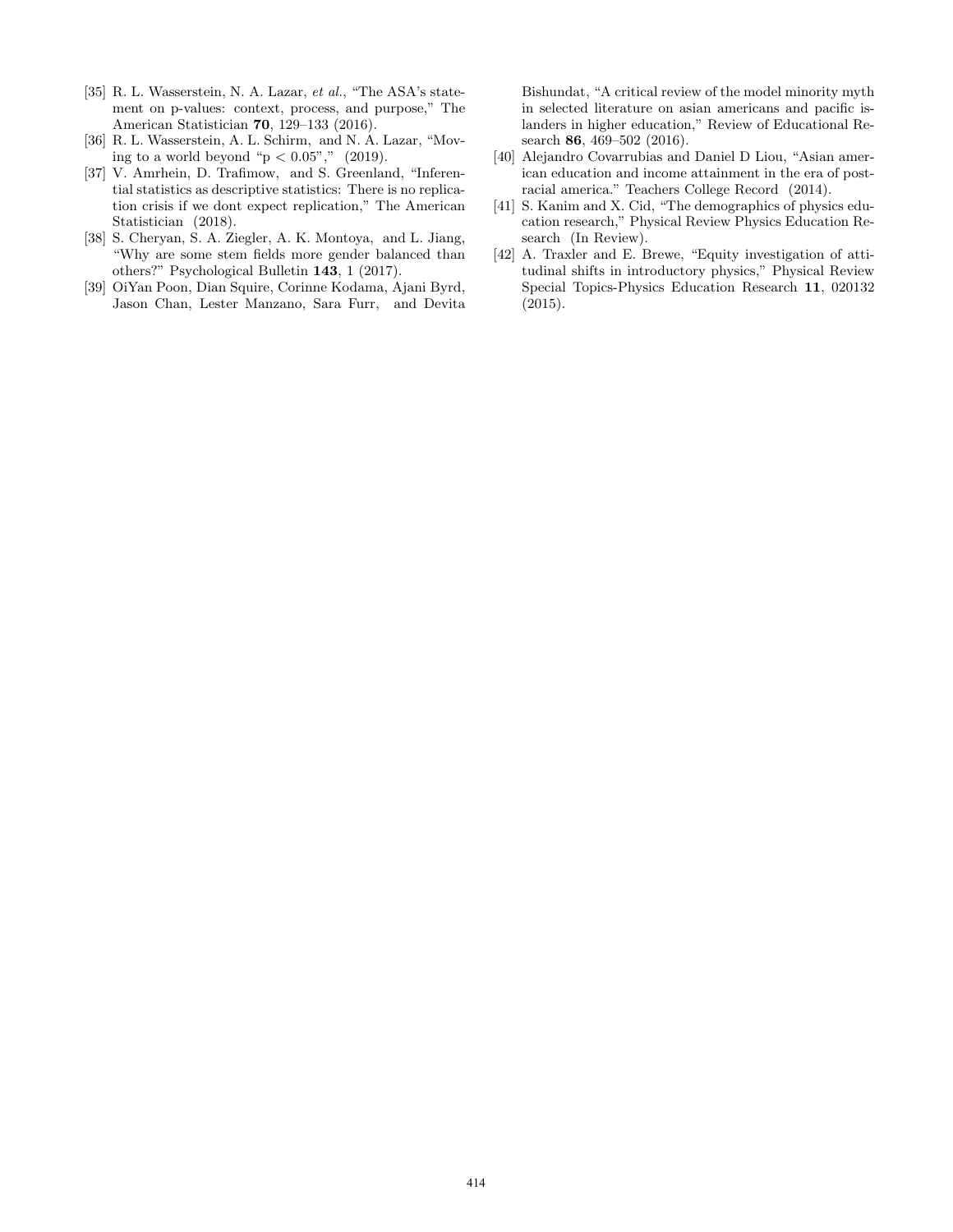[35] R. L. Wasserstein, N. A. Lazar, *et al.*, "The ASA's statement on p-values: context, process, and purpose," The American Statistician **70**, 129–133 (2016).

[36] R. L. Wasserstein, A. L. Schirm, and N. A. Lazar, "Moving to a world beyond "$p < 0.05$"," (2019).

[37] V. Amrhein, D. Trafimow, and S. Greenland, "Inferential statistics as descriptive statistics: There is no replication crisis if we dont expect replication," The American Statistician (2018).

[38] S. Cheryan, S. A. Ziegler, A. K. Montoya, and L. Jiang, "Why are some stem fields more gender balanced than others?" Psychological Bulletin **143**, 1 (2017).

[39] OiYan Poon, Dian Squire, Corinne Kodama, Ajani Byrd, Jason Chan, Lester Manzano, Sara Furr, and Devita Bishundat, "A critical review of the model minority myth in selected literature on asian americans and pacific islanders in higher education," Review of Educational Research **86**, 469–502 (2016).

[40] Alejandro Covarrubias and Daniel D Liou, "Asian american education and income attainment in the era of post-racial america." Teachers College Record (2014).

[41] S. Kanim and X. Cid, "The demographics of physics education research," Physical Review Physics Education Research (In Review).

[42] A. Traxler and E. Brewe, "Equity investigation of attitudinal shifts in introductory physics," Physical Review Special Topics-Physics Education Research **11**, 020132 (2015).